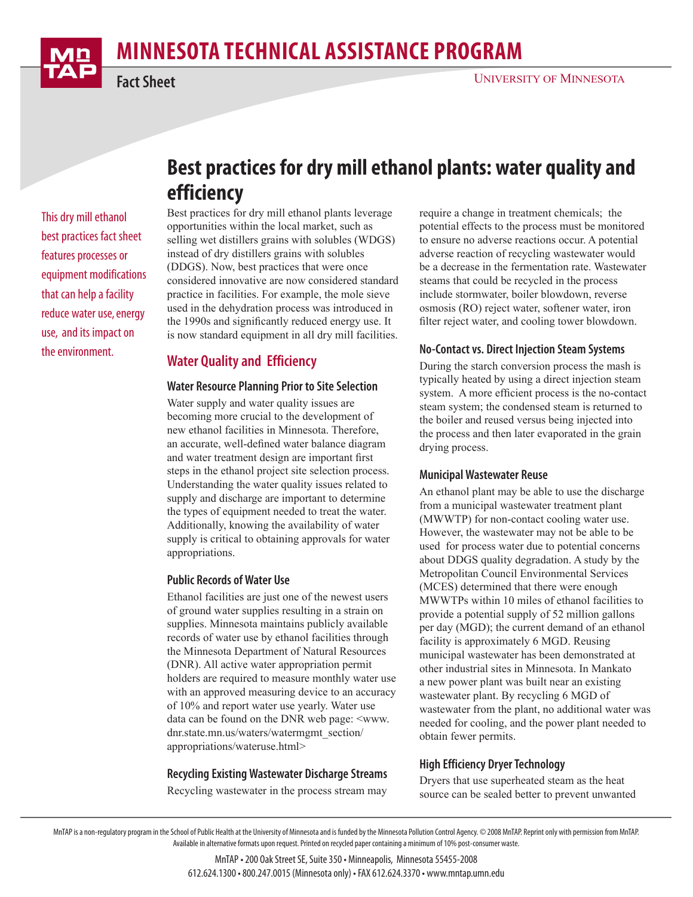# MINNESOTA TECHNICAL ASSISTANCE PROGRAM

Fact Sheet

UNIVERSITY OF MINNESOTA

# Best practices for dry mill ethanol plants: water quality and efficiency

*This dry mill ethanol best practices fact sheet features processes or equipment modifications that can help a facility reduce water use, energy use, and its impact on the environment.*

Best practices for dry mill ethanol plants leverage opportunities within the local market, such as selling wet distillers grains with solubles (WDGS) instead of dry distillers grains with solubles (DDGS). Now, best practices that were once considered innovative are now considered standard practice in facilities. For example, the mole sieve used in the dehydration process was introduced in the 1990s and significantly reduced energy use. It is now standard equipment in all dry mill facilities.

## Water Quality and Efficiency

### Water Resource Planning Prior to Site Selection

Water supply and water quality issues are becoming more crucial to the development of new ethanol facilities in Minnesota. Therefore, an accurate, well-defined water balance diagram and water treatment design are important first steps in the ethanol project site selection process. Understanding the water quality issues related to supply and discharge are important to determine the types of equipment needed to treat the water. Additionally, knowing the availability of water supply is critical to obtaining approvals for water appropriations.

### Public Records of Water Use

Ethanol facilities are just one of the newest users of ground water supplies resulting in a strain on supplies. Minnesota maintains publicly available records of water use by ethanol facilities through the Minnesota Department of Natural Resources (DNR). All active water appropriation permit holders are required to measure monthly water use with an approved measuring device to an accuracy of 10% and report water use yearly. Water use data can be found on the DNR web page: <www.dnr.state.mn.us/waters/watermgmt_section/appropriations/wateruse.html>

### Recycling Existing Wastewater Discharge Streams

Recycling wastewater in the process stream may require a change in treatment chemicals; the potential effects to the process must be monitored to ensure no adverse reactions occur. A potential adverse reaction of recycling wastewater would be a decrease in the fermentation rate. Wastewater steams that could be recycled in the process include stormwater, boiler blowdown, reverse osmosis (RO) reject water, softener water, iron filter reject water, and cooling tower blowdown.

### No-Contact vs. Direct Injection Steam Systems

During the starch conversion process the mash is typically heated by using a direct injection steam system. A more efficient process is the no-contact steam system; the condensed steam is returned to the boiler and reused versus being injected into the process and then later evaporated in the grain drying process.

### Municipal Wastewater Reuse

An ethanol plant may be able to use the discharge from a municipal wastewater treatment plant (MWWTP) for non-contact cooling water use. However, the wastewater may not be able to be used for process water due to potential concerns about DDGS quality degradation. A study by the Metropolitan Council Environmental Services (MCES) determined that there were enough MWWTPs within 10 miles of ethanol facilities to provide a potential supply of 52 million gallons per day (MGD); the current demand of an ethanol facility is approximately 6 MGD. Reusing municipal wastewater has been demonstrated at other industrial sites in Minnesota. In Mankato a new power plant was built near an existing wastewater plant. By recycling 6 MGD of wastewater from the plant, no additional water was needed for cooling, and the power plant needed to obtain fewer permits.

### High Efficiency Dryer Technology

Dryers that use superheated steam as the heat source can be sealed better to prevent unwanted

MnTAP is a non-regulatory program in the School of Public Health at the University of Minnesota and is funded by the Minnesota Pollution Control Agency. © 2008 MnTAP. Reprint only with permission from MnTAP. Available in alternative formats upon request. Printed on recycled paper containing a minimum of 10% post-consumer waste.

MnTAP • 200 Oak Street SE, Suite 350 • Minneapolis, Minnesota 55455-2008
612.624.1300 • 800.247.0015 (Minnesota only) • FAX 612.624.3370 • www.mntap.umn.edu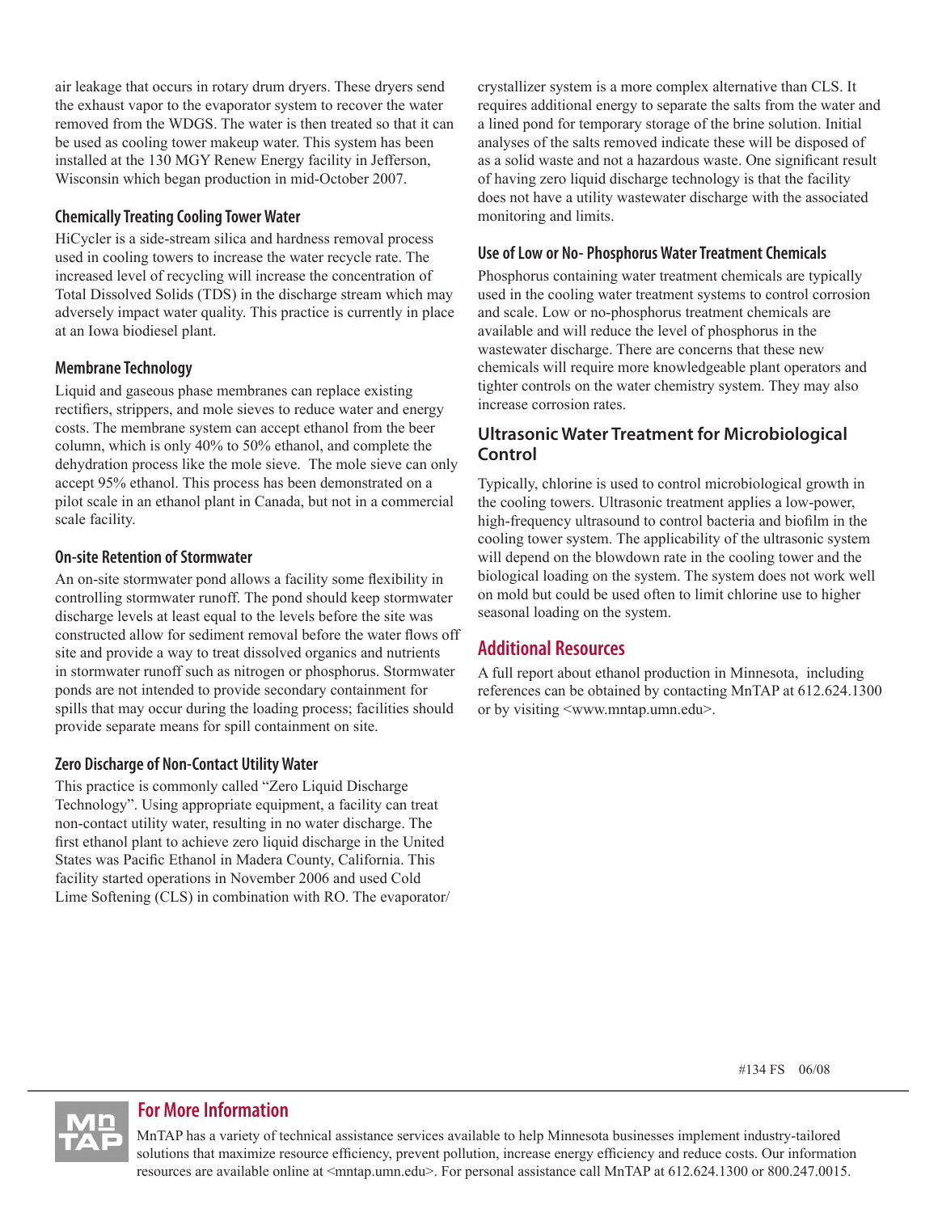air leakage that occurs in rotary drum dryers. These dryers send the exhaust vapor to the evaporator system to recover the water removed from the WDGS. The water is then treated so that it can be used as cooling tower makeup water. This system has been installed at the 130 MGY Renew Energy facility in Jefferson, Wisconsin which began production in mid-October 2007.

### Chemically Treating Cooling Tower Water

HiCycler is a side-stream silica and hardness removal process used in cooling towers to increase the water recycle rate. The increased level of recycling will increase the concentration of Total Dissolved Solids (TDS) in the discharge stream which may adversely impact water quality. This practice is currently in place at an Iowa biodiesel plant.

### Membrane Technology

Liquid and gaseous phase membranes can replace existing rectifiers, strippers, and mole sieves to reduce water and energy costs. The membrane system can accept ethanol from the beer column, which is only 40% to 50% ethanol, and complete the dehydration process like the mole sieve. The mole sieve can only accept 95% ethanol. This process has been demonstrated on a pilot scale in an ethanol plant in Canada, but not in a commercial scale facility.

### On-site Retention of Stormwater

An on-site stormwater pond allows a facility some flexibility in controlling stormwater runoff. The pond should keep stormwater discharge levels at least equal to the levels before the site was constructed allow for sediment removal before the water flows off site and provide a way to treat dissolved organics and nutrients in stormwater runoff such as nitrogen or phosphorus. Stormwater ponds are not intended to provide secondary containment for spills that may occur during the loading process; facilities should provide separate means for spill containment on site.

### Zero Discharge of Non-Contact Utility Water

This practice is commonly called "Zero Liquid Discharge Technology". Using appropriate equipment, a facility can treat non-contact utility water, resulting in no water discharge. The first ethanol plant to achieve zero liquid discharge in the United States was Pacific Ethanol in Madera County, California. This facility started operations in November 2006 and used Cold Lime Softening (CLS) in combination with RO. The evaporator/crystallizer system is a more complex alternative than CLS. It requires additional energy to separate the salts from the water and a lined pond for temporary storage of the brine solution. Initial analyses of the salts removed indicate these will be disposed of as a solid waste and not a hazardous waste. One significant result of having zero liquid discharge technology is that the facility does not have a utility wastewater discharge with the associated monitoring and limits.

### Use of Low or No- Phosphorus Water Treatment Chemicals

Phosphorus containing water treatment chemicals are typically used in the cooling water treatment systems to control corrosion and scale. Low or no-phosphorus treatment chemicals are available and will reduce the level of phosphorus in the wastewater discharge. There are concerns that these new chemicals will require more knowledgeable plant operators and tighter controls on the water chemistry system. They may also increase corrosion rates.

### Ultrasonic Water Treatment for Microbiological Control

Typically, chlorine is used to control microbiological growth in the cooling towers. Ultrasonic treatment applies a low-power, high-frequency ultrasound to control bacteria and biofilm in the cooling tower system. The applicability of the ultrasonic system will depend on the blowdown rate in the cooling tower and the biological loading on the system. The system does not work well on mold but could be used often to limit chlorine use to higher seasonal loading on the system.

## Additional Resources

A full report about ethanol production in Minnesota, including references can be obtained by contacting MnTAP at 612.624.1300 or by visiting <www.mntap.umn.edu>.

#134 FS 06/08

## For More Information

MnTAP has a variety of technical assistance services available to help Minnesota businesses implement industry-tailored solutions that maximize resource efficiency, prevent pollution, increase energy efficiency and reduce costs. Our information resources are available online at <mntap.umn.edu>. For personal assistance call MnTAP at 612.624.1300 or 800.247.0015.